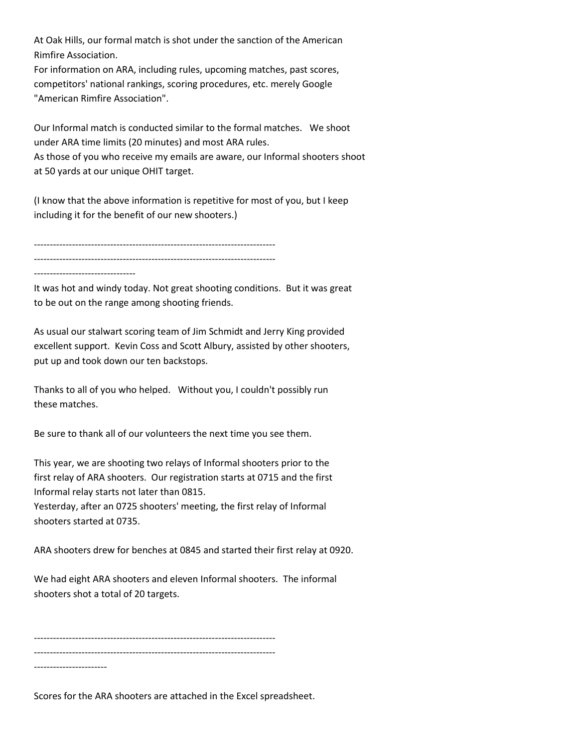At Oak Hills, our formal match is shot under the sanction of the American Rimfire Association.
For information on ARA, including rules, upcoming matches, past scores, competitors' national rankings, scoring procedures, etc. merely Google "American Rimfire Association".

Our Informal match is conducted similar to the formal matches. We shoot under ARA time limits (20 minutes) and most ARA rules.
As those of you who receive my emails are aware, our Informal shooters shoot at 50 yards at our unique OHIT target.

(I know that the above information is repetitive for most of you, but I keep including it for the benefit of our new shooters.)

---------------------------------------------------------------------------
---------------------------------------------------------------------------
--------------------------------

It was hot and windy today. Not great shooting conditions. But it was great to be out on the range among shooting friends.

As usual our stalwart scoring team of Jim Schmidt and Jerry King provided excellent support. Kevin Coss and Scott Albury, assisted by other shooters, put up and took down our ten backstops.

Thanks to all of you who helped. Without you, I couldn't possibly run these matches.

Be sure to thank all of our volunteers the next time you see them.

This year, we are shooting two relays of Informal shooters prior to the first relay of ARA shooters. Our registration starts at 0715 and the first Informal relay starts not later than 0815.
Yesterday, after an 0725 shooters' meeting, the first relay of Informal shooters started at 0735.

ARA shooters drew for benches at 0845 and started their first relay at 0920.

We had eight ARA shooters and eleven Informal shooters. The informal shooters shot a total of 20 targets.

---------------------------------------------------------------------------
---------------------------------------------------------------------------
-----------------------

Scores for the ARA shooters are attached in the Excel spreadsheet.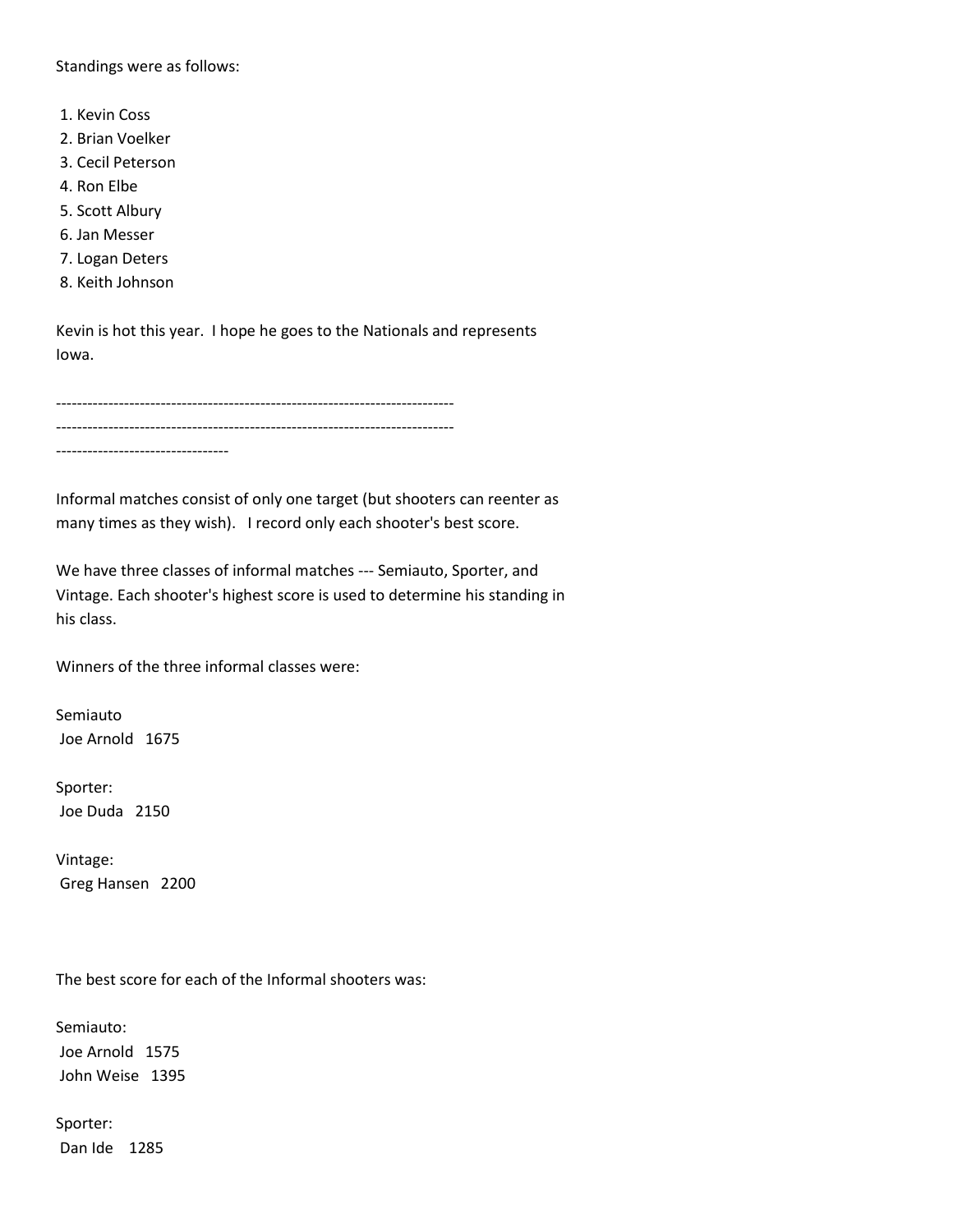Standings were as follows:

1. Kevin Coss
2. Brian Voelker
3. Cecil Peterson
4. Ron Elbe
5. Scott Albury
6. Jan Messer
7. Logan Deters
8. Keith Johnson

Kevin is hot this year. I hope he goes to the Nationals and represents Iowa.

---------------------------------------------------------------------------
---------------------------------------------------------------------------
---------------------------------

Informal matches consist of only one target (but shooters can reenter as many times as they wish). I record only each shooter's best score.

We have three classes of informal matches --- Semiauto, Sporter, and Vintage. Each shooter's highest score is used to determine his standing in his class.

Winners of the three informal classes were:

Semiauto
Joe Arnold 1675

Sporter:
Joe Duda 2150

Vintage:
Greg Hansen 2200

The best score for each of the Informal shooters was:

Semiauto:
Joe Arnold 1575
John Weise 1395

Sporter:
Dan Ide 1285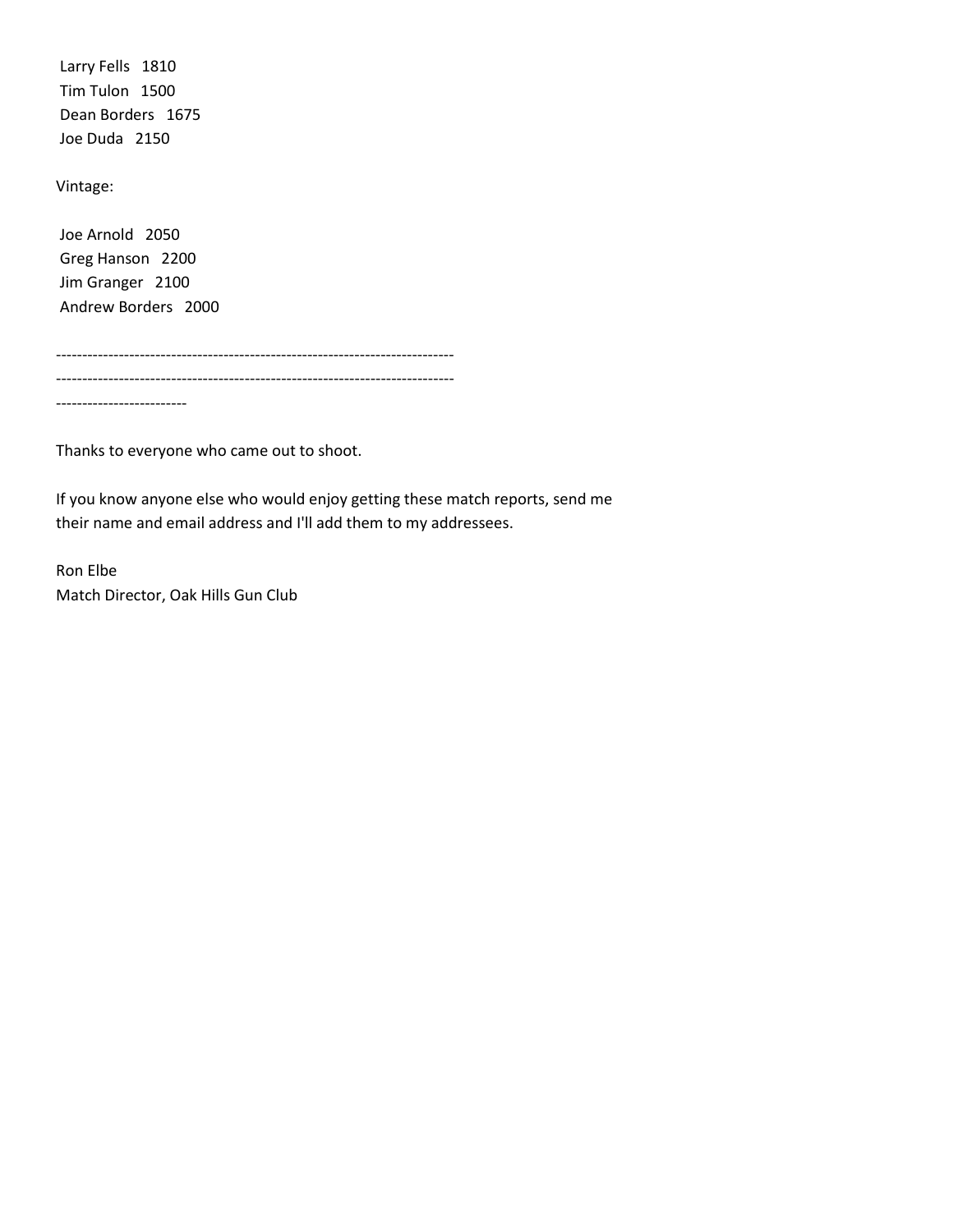Larry Fells 1810
Tim Tulon 1500
Dean Borders 1675
Joe Duda 2150

Vintage:

Joe Arnold 2050
Greg Hanson 2200
Jim Granger 2100
Andrew Borders 2000

---------------------------------------------------------------------------
---------------------------------------------------------------------------
------------------------

Thanks to everyone who came out to shoot.

If you know anyone else who would enjoy getting these match reports, send me their name and email address and I'll add them to my addressees.

Ron Elbe
Match Director, Oak Hills Gun Club